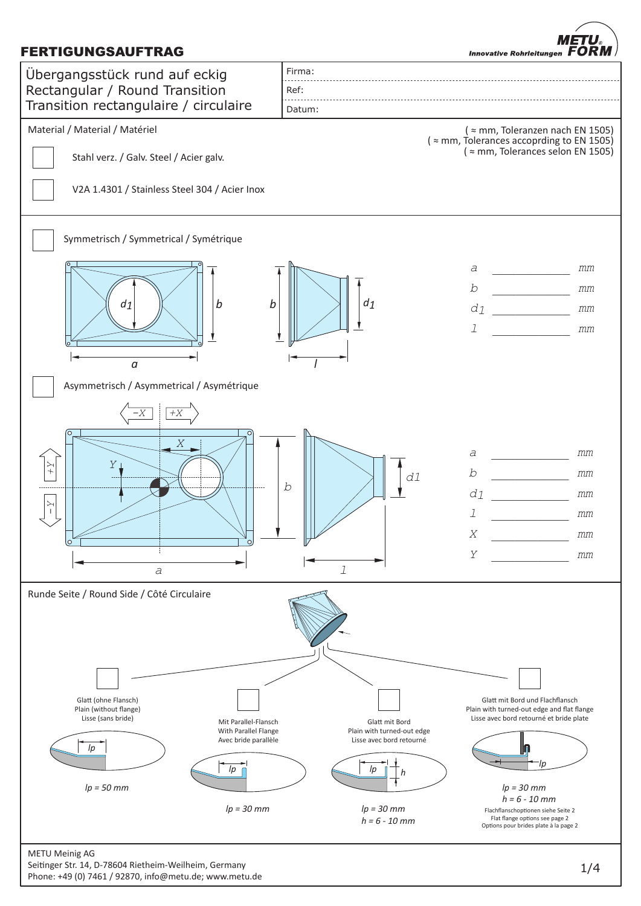# FERTIGUNGSAUFTRAG

METU FORM® Innovative Rohrleitungen

| Übergangsstück rund auf eckig<br>Rectangular / Round Transition<br>Transition rectangulaire / circulaire | Firma:<br>Ref:<br>Datum: |
|---|---|

Material / Material / Matériel

( ≈ mm, Toleranzen nach EN 1505)
( ≈ mm, Tolerances accoprding to EN 1505)
( ≈ mm, Tolerances selon EN 1505)

☐ Stahl verz. / Galv. Steel / Acier galv.

☐ V2A 1.4301 / Stainless Steel 304 / Acier Inox

☐ Symmetrisch / Symmetrical / Symétrique

$a$ ________ mm
$b$ ________ mm
$d_1$ ________ mm
$l$ ________ mm

☐ Asymmetrisch / Asymmetrical / Asymétrique

$a$ ________ mm
$b$ ________ mm
$d_1$ ________ mm
$l$ ________ mm
$X$ ________ mm
$Y$ ________ mm

Runde Seite / Round Side / Côté Circulaire

☐ Glatt (ohne Flansch) / Plain (without flange) / Lisse (sans bride)
*lp = 50 mm*

☐ Mit Parallel-Flansch / With Parallel Flange / Avec bride parallèle
*lp = 30 mm*

☐ Glatt mit Bord / Plain with turned-out edge / Lisse avec bord retourné
*lp = 30 mm*
*h = 6 - 10 mm*

☐ Glatt mit Bord und Flachflansch / Plain with turned-out edge and flat flange / Lisse avec bord retourné et bride plate
*lp = 30 mm*
*h = 6 - 10 mm*
Flachflanschoptionen siehe Seite 2
Flat flange options see page 2
Options pour brides plate à la page 2

METU Meinig AG
Seitinger Str. 14, D-78604 Rietheim-Weilheim, Germany
Phone: +49 (0) 7461 / 92870, info@metu.de; www.metu.de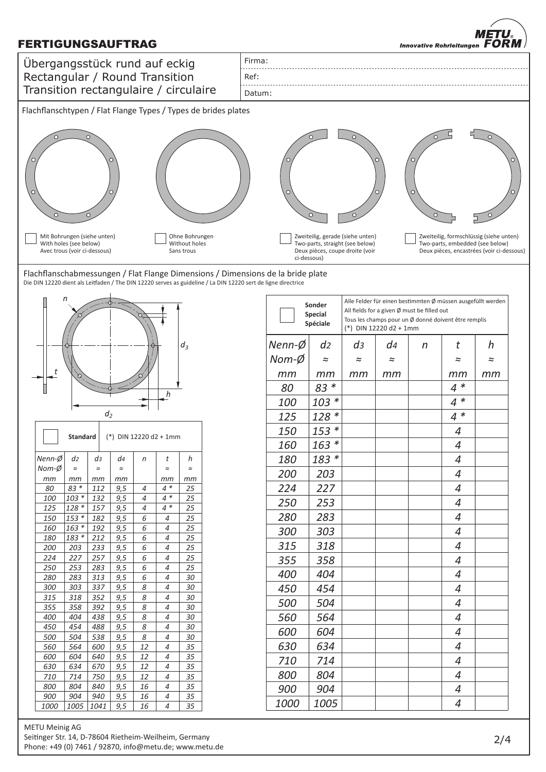# FERTIGUNGSAUFTRAG

METU FORM – Innovative Rohrleitungen

## Übergangsstück rund auf eckig
## Rectangular / Round Transition
## Transition rectangulaire / circulaire

Firma:

Ref:

Datum:

### Flachflanschtypen / Flat Flange Types / Types de brides plates

☐ Mit Bohrungen (siehe unten)
With holes (see below)
Avec trous (voir ci-dessous)

☐ Ohne Bohrungen
Without holes
Sans trous

☐ Zweiteilig, gerade (siehe unten)
Two-parts, straight (see below)
Deux pièces, coupe droite (voir ci-dessous)

☐ Zweiteilig, formschlüssig (siehe unten)
Two-parts, embedded (see below)
Deux pièces, encastrées (voir ci-dessous)

### Flachflanschabmessungen / Flat Flange Dimensions / Dimensions de la bride plate

Die DIN 12220 dient als Leitfaden / The DIN 12220 serves as guideline / La DIN 12220 sert de ligne directrice

n, t, $d_3$, h, $d_2$

☐ **Standard** (*) DIN 12220 d2 + 1mm

| Nenn-Ø<br>Nom-Ø<br>mm | $d_2$<br>≈<br>mm | $d_3$<br>≈<br>mm | $d_4$<br>≈<br>mm | n | t<br>≈<br>mm | h<br>≈<br>mm |
|---|---|---|---|---|---|---|
| 80 | 83 * | 112 | 9,5 | 4 | 4 * | 25 |
| 100 | 103 * | 132 | 9,5 | 4 | 4 * | 25 |
| 125 | 128 * | 157 | 9,5 | 4 | 4 * | 25 |
| 150 | 153 * | 182 | 9,5 | 6 | 4 | 25 |
| 160 | 163 * | 192 | 9,5 | 6 | 4 | 25 |
| 180 | 183 * | 212 | 9,5 | 6 | 4 | 25 |
| 200 | 203 | 233 | 9,5 | 6 | 4 | 25 |
| 224 | 227 | 257 | 9,5 | 6 | 4 | 25 |
| 250 | 253 | 283 | 9,5 | 6 | 4 | 25 |
| 280 | 283 | 313 | 9,5 | 6 | 4 | 30 |
| 300 | 303 | 337 | 9,5 | 8 | 4 | 30 |
| 315 | 318 | 352 | 9,5 | 8 | 4 | 30 |
| 355 | 358 | 392 | 9,5 | 8 | 4 | 30 |
| 400 | 404 | 438 | 9,5 | 8 | 4 | 30 |
| 450 | 454 | 488 | 9,5 | 8 | 4 | 30 |
| 500 | 504 | 538 | 9,5 | 8 | 4 | 30 |
| 560 | 564 | 600 | 9,5 | 12 | 4 | 35 |
| 600 | 604 | 640 | 9,5 | 12 | 4 | 35 |
| 630 | 634 | 670 | 9,5 | 12 | 4 | 35 |
| 710 | 714 | 750 | 9,5 | 12 | 4 | 35 |
| 800 | 804 | 840 | 9,5 | 16 | 4 | 35 |
| 900 | 904 | 940 | 9,5 | 16 | 4 | 35 |
| 1000 | 1005 | 1041 | 9,5 | 16 | 4 | 35 |

☐ **Sonder / Special / Spéciale**

Alle Felder für einen bestimmten Ø müssen ausgefüllt werden
All fields for a given Ø must be filled out
Tous les champs pour un Ø donné doivent être remplis
(*) DIN 12220 d2 + 1mm

| Nenn-Ø<br>Nom-Ø<br>mm | $d_2$<br>≈<br>mm | $d_3$<br>≈<br>mm | $d_4$<br>≈<br>mm | n | t<br>≈<br>mm | h<br>≈<br>mm |
|---|---|---|---|---|---|---|
| 80 | 83 * | | | | 4 * | |
| 100 | 103 * | | | | 4 * | |
| 125 | 128 * | | | | 4 * | |
| 150 | 153 * | | | | 4 | |
| 160 | 163 * | | | | 4 | |
| 180 | 183 * | | | | 4 | |
| 200 | 203 | | | | 4 | |
| 224 | 227 | | | | 4 | |
| 250 | 253 | | | | 4 | |
| 280 | 283 | | | | 4 | |
| 300 | 303 | | | | 4 | |
| 315 | 318 | | | | 4 | |
| 355 | 358 | | | | 4 | |
| 400 | 404 | | | | 4 | |
| 450 | 454 | | | | 4 | |
| 500 | 504 | | | | 4 | |
| 560 | 564 | | | | 4 | |
| 600 | 604 | | | | 4 | |
| 630 | 634 | | | | 4 | |
| 710 | 714 | | | | 4 | |
| 800 | 804 | | | | 4 | |
| 900 | 904 | | | | 4 | |
| 1000 | 1005 | | | | 4 | |

METU Meinig AG
Seitinger Str. 14, D-78604 Rietheim-Weilheim, Germany
Phone: +49 (0) 7461 / 92870, info@metu.de; www.metu.de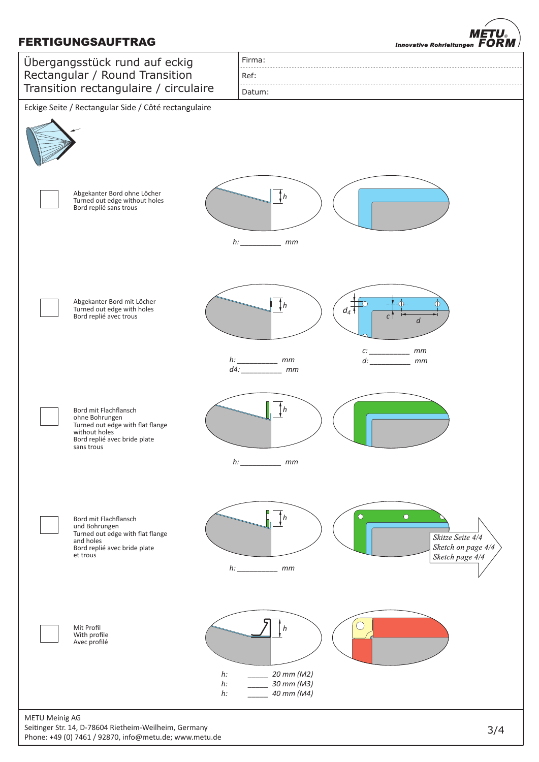# FERTIGUNGSAUFTRAG

METU FORM — Innovative Rohrleitungen

| Übergangsstück rund auf eckig<br>Rectangular / Round Transition<br>Transition rectangulaire / circulaire | Firma:<br>Ref:<br>Datum: |
|---|---|

Eckige Seite / Rectangular Side / Côté rectangulaire

☐ Abgekanter Bord ohne Löcher
Turned out edge without holes
Bord replié sans trous

$h$: __________ mm

☐ Abgekanter Bord mit Löcher
Turned out edge with holes
Bord replié avec trous

$h$: __________ mm
$d_4$: __________ mm

$c$: __________ mm
$d$: __________ mm

☐ Bord mit Flachflansch
ohne Bohrungen
Turned out edge with flat flange
without holes
Bord replié avec bride plate
sans trous

$h$: __________ mm

☐ Bord mit Flachflansch
und Bohrungen
Turned out edge with flat flange
and holes
Bord replié avec bride plate
et trous

$h$: __________ mm

*Skitze Seite 4/4*
*Sketch on page 4/4*
*Sketch page 4/4*

☐ Mit Profil
With profile
Avec profilé

$h$: _____ 20 mm (M2)
$h$: _____ 30 mm (M3)
$h$: _____ 40 mm (M4)

METU Meinig AG
Seitinger Str. 14, D-78604 Rietheim-Weilheim, Germany
Phone: +49 (0) 7461 / 92870, info@metu.de; www.metu.de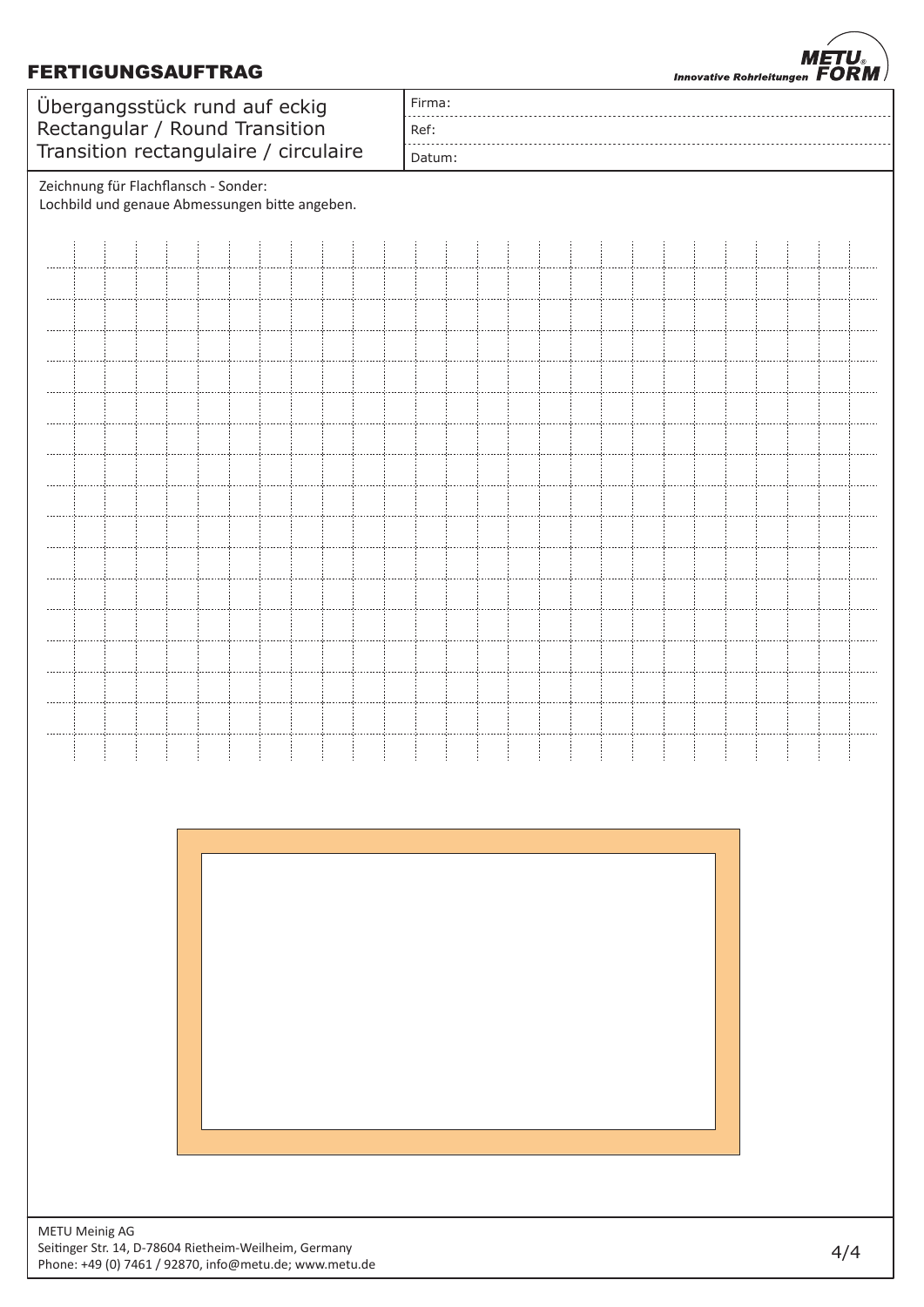# FERTIGUNGSAUFTRAG

METU FORM
*Innovative Rohrleitungen*

| | |
|---|---|
| Übergangsstück rund auf eckig<br>Rectangular / Round Transition<br>Transition rectangulaire / circulaire | Firma:<br>Ref:<br>Datum: |

Zeichnung für Flachflansch - Sonder:
Lochbild und genaue Abmessungen bitte angeben.

METU Meinig AG
Seitinger Str. 14, D-78604 Rietheim-Weilheim, Germany
Phone: +49 (0) 7461 / 92870, info@metu.de; www.metu.de